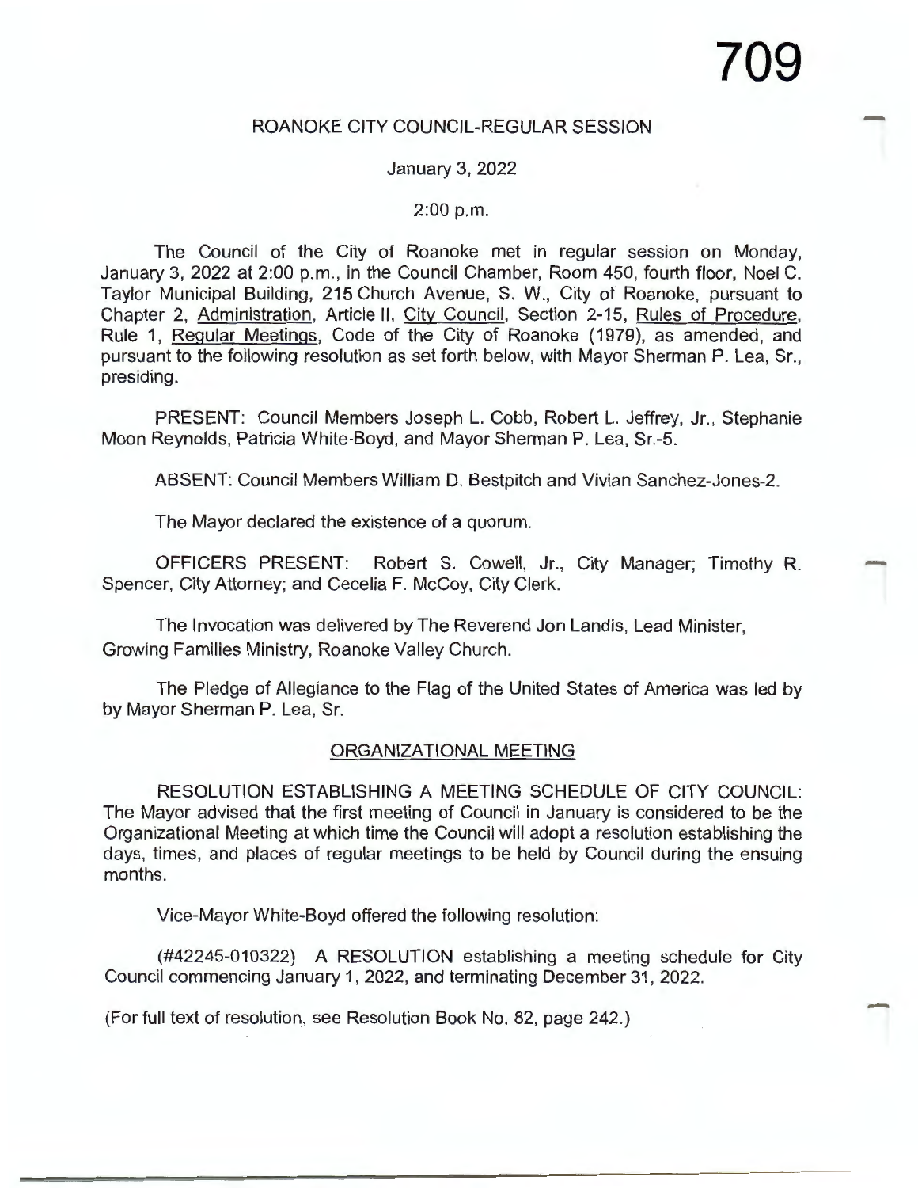## ROANOKE CITY COUNCIL-REGULAR SESSION

January 3, 2022

2:00 p.m.

The Council of the City of Roanoke met in regular session on Monday, January 3, 2022 at 2:00 p.m., in the Council Chamber, Room 450, fourth floor, Noel C. Taylor Municipal Building, 215 Church Avenue, S. W., City of Roanoke, pursuant to Chapter 2, Administration, Article II, City Council, Section 2-15, Rules of Procedure, Rule 1, Regular Meetings, Code of the City of Roanoke (1979), as amended, and pursuant to the following resolution as set forth below, with Mayor Sherman P. Lea, Sr., presiding.

PRESENT: Council Members Joseph L. Cobb, Robert L. Jeffrey, Jr., Stephanie Moon Reynolds, Patricia White-Boyd, and Mayor Sherman P. Lea, Sr.-5.

ABSENT: Council Members William D. Bestpitch and Vivian Sanchez-Jones-2.

The Mayor declared the existence of a quorum.

OFFICERS PRESENT: Robert S. Cowell, Jr., City Manager; Timothy R. Spencer, City Attorney; and Cecelia F. McCoy, City Clerk.

The Invocation was delivered by The Reverend Jon Landis, Lead Minister, Growing Families Ministry, Roanoke Valley Church.

The Pledge of Allegiance to the Flag of the United States of America was led by by Mayor Sherman P. Lea, Sr.

### ORGANIZATIONAL MEETING

RESOLUTION ESTABLISHING A MEETING SCHEDULE OF CITY COUNCIL: The Mayor advised that the first meeting of Council in January is considered to be the Organizational Meeting at which time the Council will adopt a resolution establishing the days, times, and places of regular meetings to be held by Council during the ensuing months.

Vice-Mayor White-Boyd offered the following resolution:

(#42245-010322) A RESOLUTION establishing a meeting schedule for City Council commencing January 1, 2022, and terminating December 31, 2022.

(For full text of resolution, see Resolution Book No. 82, page 242.)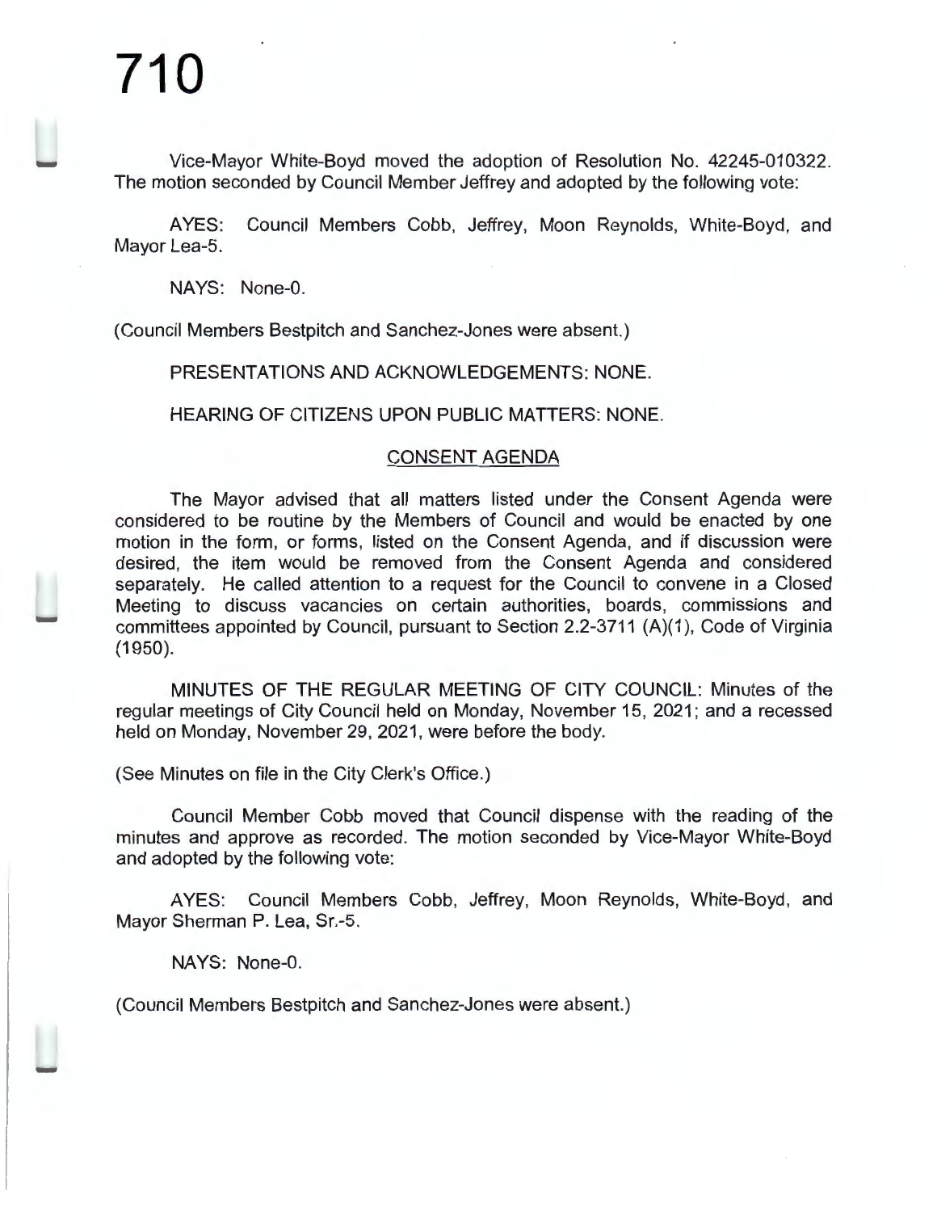Vice-Mayor White-Boyd moved the adoption of Resolution No. 42245-010322. The motion seconded by Council Member Jeffrey and adopted by the following vote:

AYES: Council Members Cobb, Jeffrey, Moon Reynolds, White-Boyd, and Mayor Lea-5.

NAYS: None-0.

(Council Members Bestpitch and Sanchez-Jones were absent.)

PRESENTATIONS AND ACKNOWLEDGEMENTS: NONE.

HEARING OF CITIZENS UPON PUBLIC MATTERS: NONE.

## CONSENT AGENDA

The Mayor advised that all matters listed under the Consent Agenda were considered to be routine by the Members of Council and would be enacted by one motion in the form, or forms, listed on the Consent Agenda, and if discussion were desired, the item would be removed from the Consent Agenda and considered separately. He called attention to a request for the Council to convene in a Closed Meeting to discuss vacancies on certain authorities, boards, commissions and committees appointed by Council, pursuant to Section 2.2-3711 (A)(1), Code of Virginia (1950).

MINUTES OF THE REGULAR MEETING OF CITY COUNCIL: Minutes of the regular meetings of City Council held on Monday, November 15, 2021; and a recessed held on Monday, November 29, 2021, were before the body.

(See Minutes on file in the City Clerk's Office.)

Council Member Cobb moved that Council dispense with the reading of the minutes and approve as recorded. The motion seconded by Vice-Mayor White-Boyd and adopted by the following vote:

AYES: Council Members Cobb, Jeffrey, Moon Reynolds, White-Boyd, and Mayor Sherman P. Lea, Sr.-5.

NAYS: None-0.

(Council Members Bestpitch and Sanchez-Jones were absent.)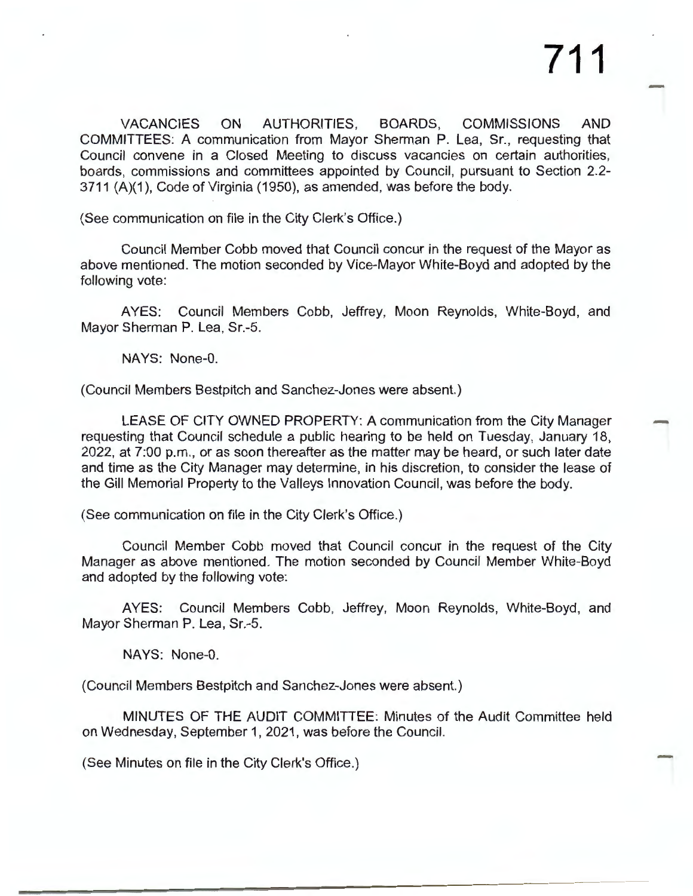VACANCIES ON AUTHORITIES, BOARDS, COMMISSIONS AND COMMITTEES: A communication from Mayor Sherman P. Lea, Sr., requesting that Council convene in a Closed Meeting to discuss vacancies on certain authorities, boards, commissions and committees appointed by Council, pursuant to Section 2.2-3711 (A)(1), Code of Virginia (1950), as amended, was before the body.

(See communication on file in the City Clerk's Office.)

Council Member Cobb moved that Council concur in the request of the Mayor as above mentioned. The motion seconded by Vice-Mayor White-Boyd and adopted by the following vote:

AYES: Council Members Cobb, Jeffrey, Moon Reynolds, White-Boyd, and Mayor Sherman P. Lea, Sr.-5.

NAYS: None-0.

(Council Members Bestpitch and Sanchez-Jones were absent.)

LEASE OF CITY OWNED PROPERTY: A communication from the City Manager requesting that Council schedule a public hearing to be held on Tuesday, January 18, 2022, at 7:00 p.m., or as soon thereafter as the matter may be heard, or such later date and time as the City Manager may determine, in his discretion, to consider the lease of the Gill Memorial Property to the Valleys Innovation Council, was before the body.

(See communication on file in the City Clerk's Office.)

Council Member Cobb moved that Council concur in the request of the City Manager as above mentioned. The motion seconded by Council Member White-Boyd and adopted by the following vote:

AYES: Council Members Cobb, Jeffrey, Moon Reynolds, White-Boyd, and Mayor Sherman P. Lea, Sr.-5.

NAYS: None-0.

(Council Members Bestpitch and Sanchez-Jones were absent.)

MINUTES OF THE AUDIT COMMITTEE: Minutes of the Audit Committee held on Wednesday, September 1, 2021, was before the Council.

(See Minutes on file in the City Clerk's Office.)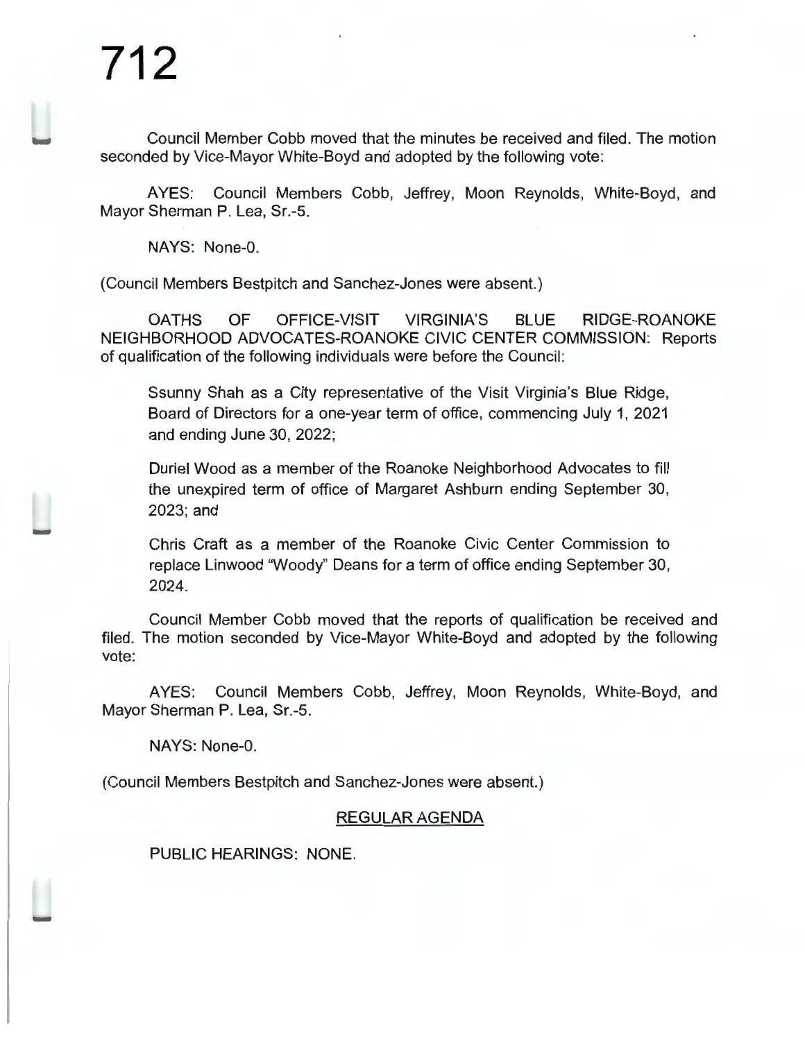Council Member Cobb moved that the minutes be received and filed. The motion seconded by Vice-Mayor White-Boyd and adopted by the following vote:

AYES: Council Members Cobb, Jeffrey, Moon Reynolds, White-Boyd, and Mayor Sherman P. Lea, Sr.-5.

NAYS: None-0.

(Council Members Bestpitch and Sanchez-Jones were absent.)

OATHS OF OFFICE-VISIT VIRGINIA'S BLUE RIDGE-ROANOKE NEIGHBORHOOD ADVOCATES-ROANOKE CIVIC CENTER COMMISSION: Reports of qualification of the following individuals were before the Council:

> Ssunny Shah as a City representative of the Visit Virginia's Blue Ridge, Board of Directors for a one-year term of office, commencing July 1, 2021 and ending June 30, 2022;
>
> Duriel Wood as a member of the Roanoke Neighborhood Advocates to fill the unexpired term of office of Margaret Ashburn ending September 30, 2023; and
>
> Chris Craft as a member of the Roanoke Civic Center Commission to replace Linwood "Woody" Deans for a term of office ending September 30, 2024.

Council Member Cobb moved that the reports of qualification be received and filed. The motion seconded by Vice-Mayor White-Boyd and adopted by the following vote:

AYES: Council Members Cobb, Jeffrey, Moon Reynolds, White-Boyd, and Mayor Sherman P. Lea, Sr.-5.

NAYS: None-0.

(Council Members Bestpitch and Sanchez-Jones were absent.)

## REGULAR AGENDA

PUBLIC HEARINGS: NONE.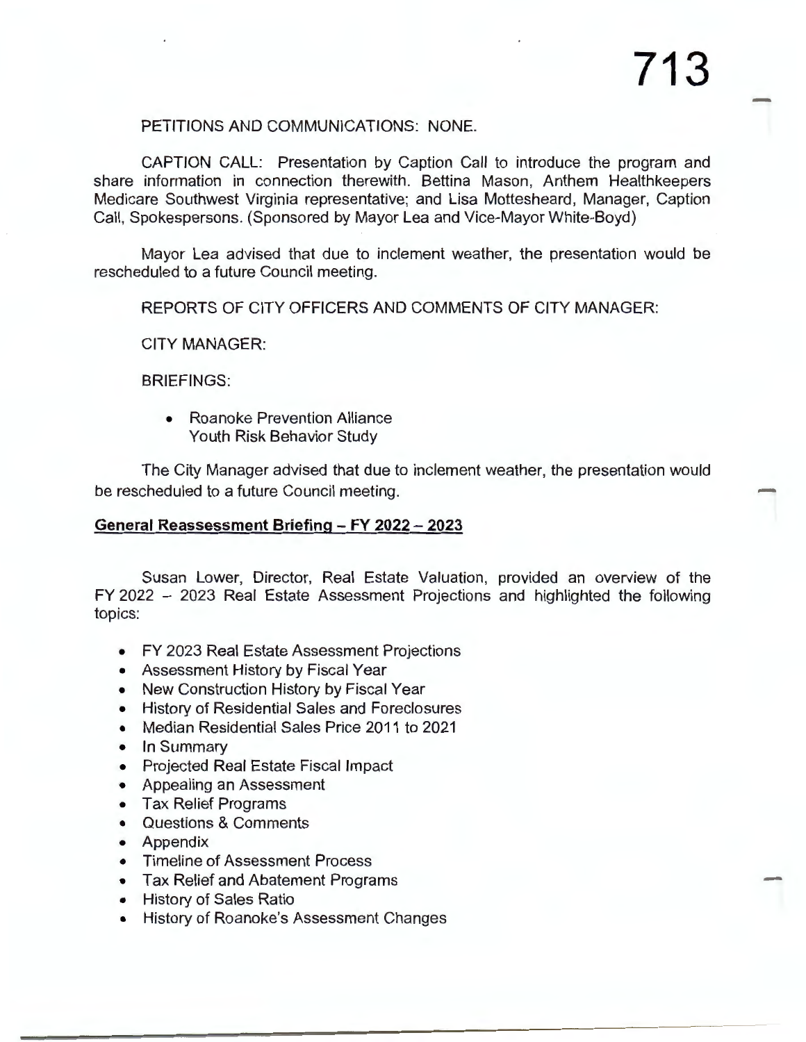PETITIONS AND COMMUNICATIONS: NONE.

CAPTION CALL: Presentation by Caption Call to introduce the program and share information in connection therewith. Bettina Mason, Anthem Healthkeepers Medicare Southwest Virginia representative; and Lisa Mottesheard, Manager, Caption Call, Spokespersons. (Sponsored by Mayor Lea and Vice-Mayor White-Boyd)

Mayor Lea advised that due to inclement weather, the presentation would be rescheduled to a future Council meeting.

REPORTS OF CITY OFFICERS AND COMMENTS OF CITY MANAGER:

CITY MANAGER:

BRIEFINGS:

- Roanoke Prevention Alliance
  Youth Risk Behavior Study

The City Manager advised that due to inclement weather, the presentation would be rescheduled to a future Council meeting.

**General Reassessment Briefing – FY 2022 – 2023**

Susan Lower, Director, Real Estate Valuation, provided an overview of the FY 2022 – 2023 Real Estate Assessment Projections and highlighted the following topics:

- FY 2023 Real Estate Assessment Projections
- Assessment History by Fiscal Year
- New Construction History by Fiscal Year
- History of Residential Sales and Foreclosures
- Median Residential Sales Price 2011 to 2021
- In Summary
- Projected Real Estate Fiscal Impact
- Appealing an Assessment
- Tax Relief Programs
- Questions & Comments
- Appendix
- Timeline of Assessment Process
- Tax Relief and Abatement Programs
- History of Sales Ratio
- History of Roanoke's Assessment Changes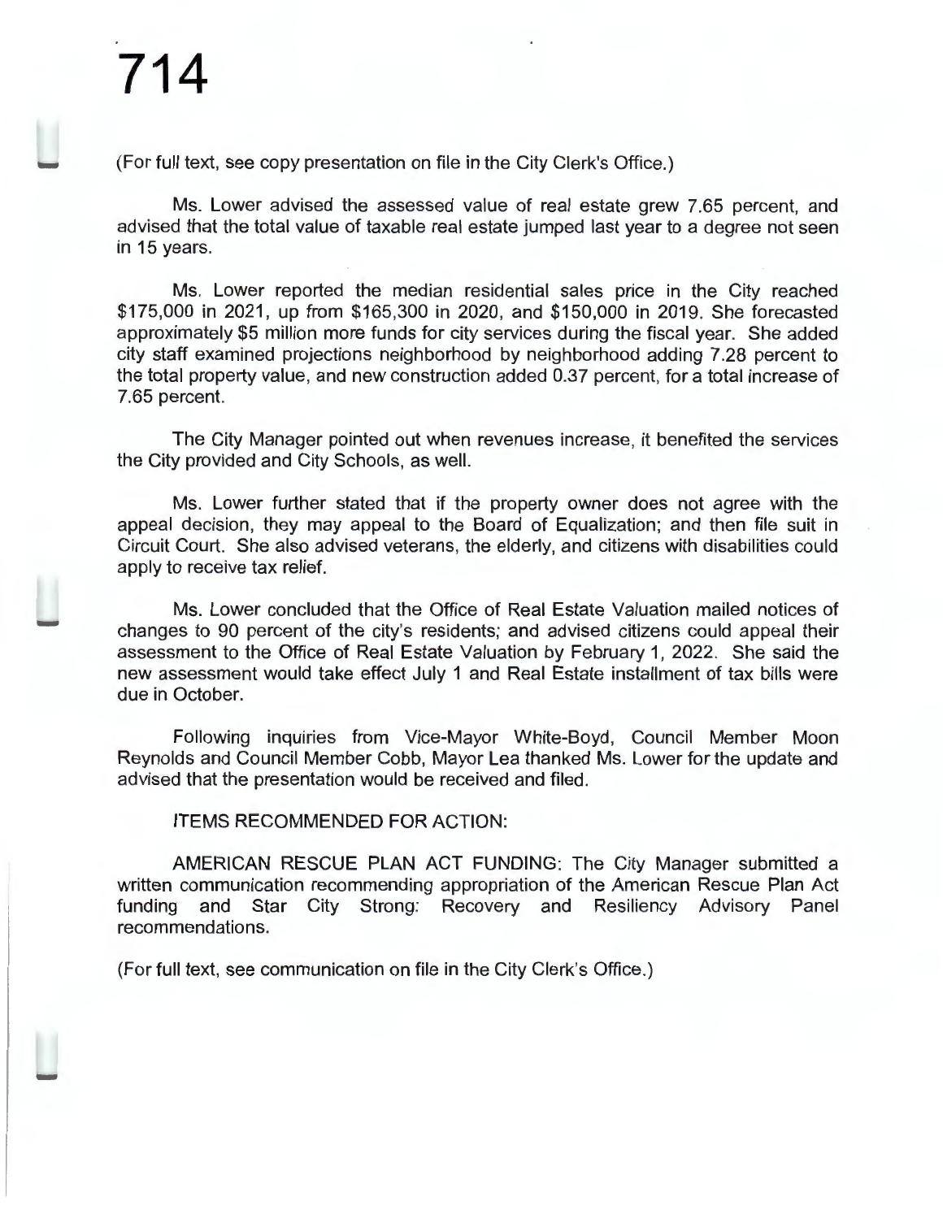(For full text, see copy presentation on file in the City Clerk's Office.)

Ms. Lower advised the assessed value of real estate grew 7.65 percent, and advised that the total value of taxable real estate jumped last year to a degree not seen in 15 years.

Ms. Lower reported the median residential sales price in the City reached $175,000 in 2021, up from $165,300 in 2020, and $150,000 in 2019. She forecasted approximately $5 million more funds for city services during the fiscal year. She added city staff examined projections neighborhood by neighborhood adding 7.28 percent to the total property value, and new construction added 0.37 percent, for a total increase of 7.65 percent.

The City Manager pointed out when revenues increase, it benefited the services the City provided and City Schools, as well.

Ms. Lower further stated that if the property owner does not agree with the appeal decision, they may appeal to the Board of Equalization; and then file suit in Circuit Court. She also advised veterans, the elderly, and citizens with disabilities could apply to receive tax relief.

Ms. Lower concluded that the Office of Real Estate Valuation mailed notices of changes to 90 percent of the city's residents; and advised citizens could appeal their assessment to the Office of Real Estate Valuation by February 1, 2022. She said the new assessment would take effect July 1 and Real Estate installment of tax bills were due in October.

Following inquiries from Vice-Mayor White-Boyd, Council Member Moon Reynolds and Council Member Cobb, Mayor Lea thanked Ms. Lower for the update and advised that the presentation would be received and filed.

ITEMS RECOMMENDED FOR ACTION:

AMERICAN RESCUE PLAN ACT FUNDING: The City Manager submitted a written communication recommending appropriation of the American Rescue Plan Act funding and Star City Strong: Recovery and Resiliency Advisory Panel recommendations.

(For full text, see communication on file in the City Clerk's Office.)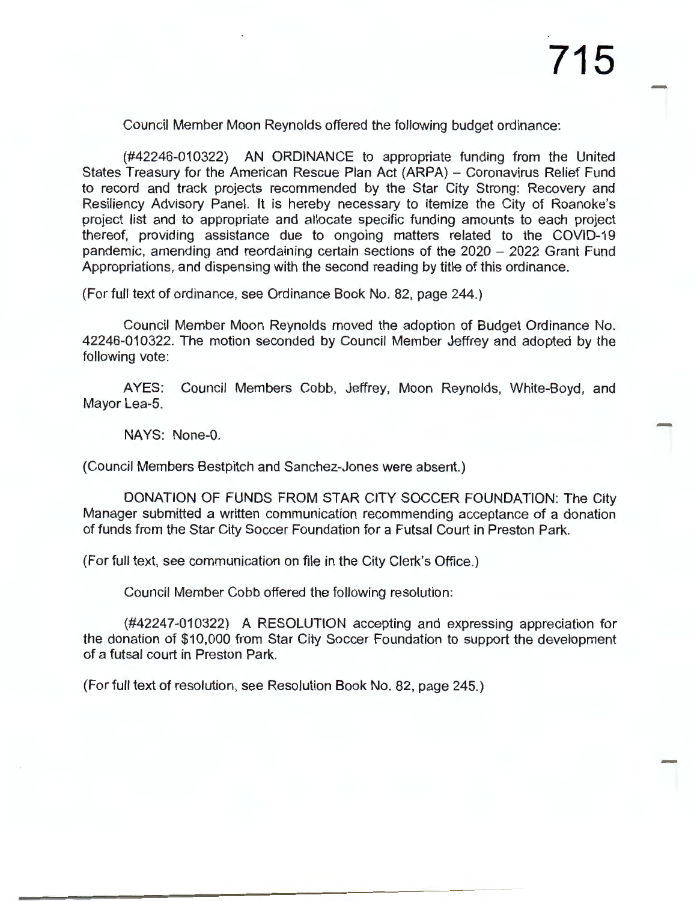Council Member Moon Reynolds offered the following budget ordinance:

(#42246-010322) AN ORDINANCE to appropriate funding from the United States Treasury for the American Rescue Plan Act (ARPA) – Coronavirus Relief Fund to record and track projects recommended by the Star City Strong: Recovery and Resiliency Advisory Panel. It is hereby necessary to itemize the City of Roanoke's project list and to appropriate and allocate specific funding amounts to each project thereof, providing assistance due to ongoing matters related to the COVID-19 pandemic, amending and reordaining certain sections of the 2020 – 2022 Grant Fund Appropriations, and dispensing with the second reading by title of this ordinance.

(For full text of ordinance, see Ordinance Book No. 82, page 244.)

Council Member Moon Reynolds moved the adoption of Budget Ordinance No. 42246-010322. The motion seconded by Council Member Jeffrey and adopted by the following vote:

AYES: Council Members Cobb, Jeffrey, Moon Reynolds, White-Boyd, and Mayor Lea-5.

NAYS: None-0.

(Council Members Bestpitch and Sanchez-Jones were absent.)

DONATION OF FUNDS FROM STAR CITY SOCCER FOUNDATION: The City Manager submitted a written communication recommending acceptance of a donation of funds from the Star City Soccer Foundation for a Futsal Court in Preston Park.

(For full text, see communication on file in the City Clerk's Office.)

Council Member Cobb offered the following resolution:

(#42247-010322) A RESOLUTION accepting and expressing appreciation for the donation of $10,000 from Star City Soccer Foundation to support the development of a futsal court in Preston Park.

(For full text of resolution, see Resolution Book No. 82, page 245.)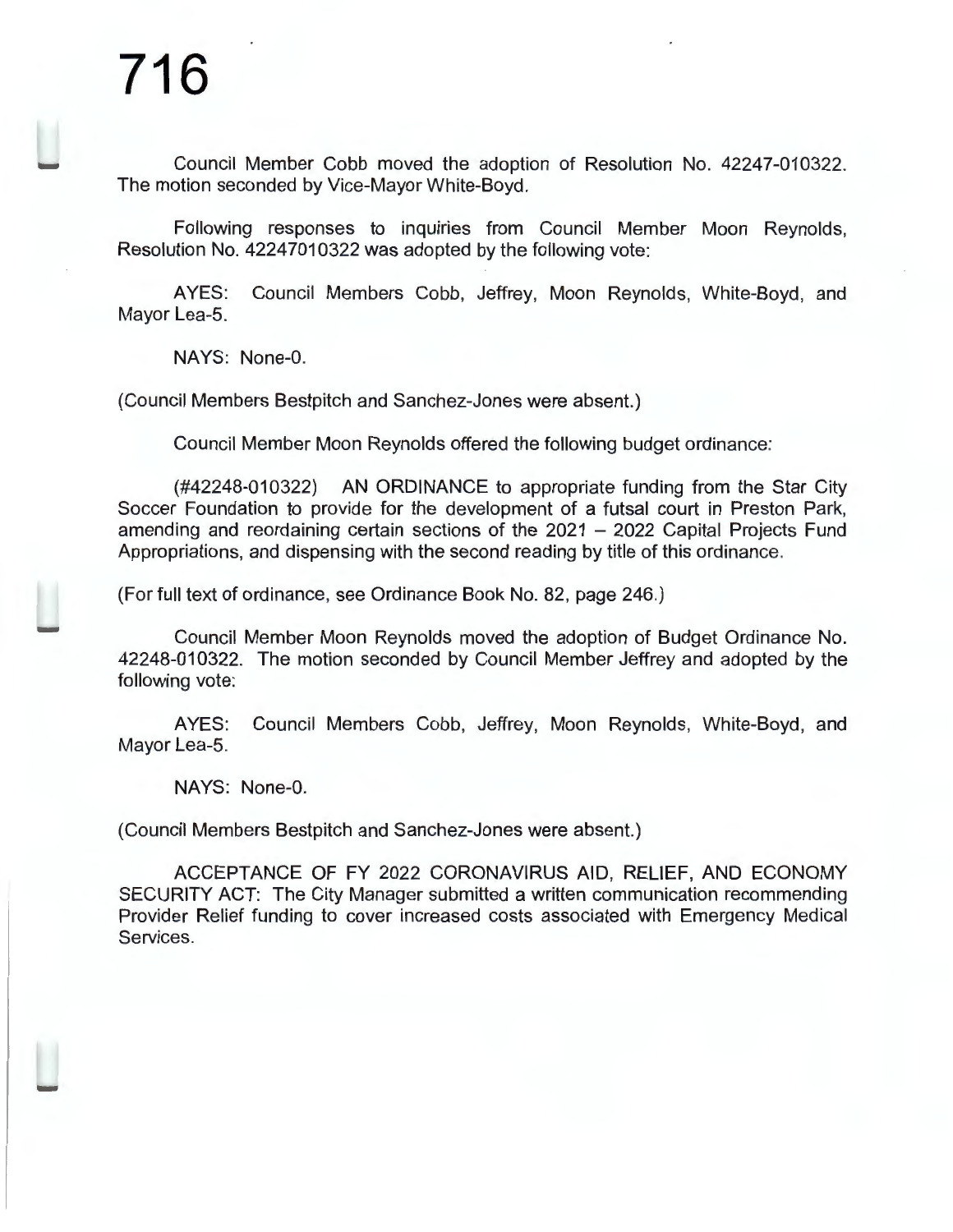Council Member Cobb moved the adoption of Resolution No. 42247-010322. The motion seconded by Vice-Mayor White-Boyd.

Following responses to inquiries from Council Member Moon Reynolds, Resolution No. 42247010322 was adopted by the following vote:

AYES: Council Members Cobb, Jeffrey, Moon Reynolds, White-Boyd, and Mayor Lea-5.

NAYS: None-0.

(Council Members Bestpitch and Sanchez-Jones were absent.)

Council Member Moon Reynolds offered the following budget ordinance:

(#42248-010322) AN ORDINANCE to appropriate funding from the Star City Soccer Foundation to provide for the development of a futsal court in Preston Park, amending and reordaining certain sections of the 2021 – 2022 Capital Projects Fund Appropriations, and dispensing with the second reading by title of this ordinance.

(For full text of ordinance, see Ordinance Book No. 82, page 246.)

Council Member Moon Reynolds moved the adoption of Budget Ordinance No. 42248-010322. The motion seconded by Council Member Jeffrey and adopted by the following vote:

AYES: Council Members Cobb, Jeffrey, Moon Reynolds, White-Boyd, and Mayor Lea-5.

NAYS: None-0.

(Council Members Bestpitch and Sanchez-Jones were absent.)

ACCEPTANCE OF FY 2022 CORONAVIRUS AID, RELIEF, AND ECONOMY SECURITY ACT: The City Manager submitted a written communication recommending Provider Relief funding to cover increased costs associated with Emergency Medical Services.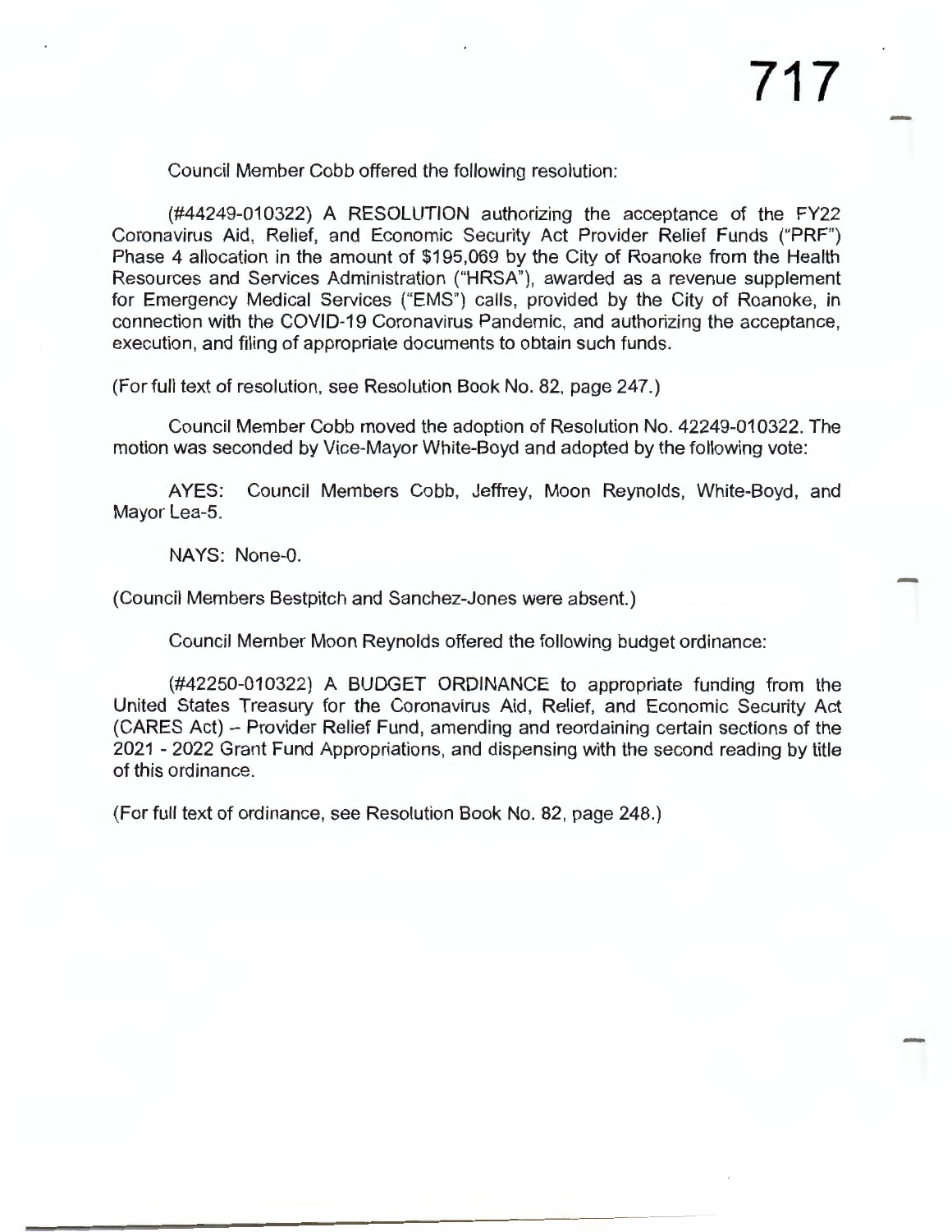Council Member Cobb offered the following resolution:

(#44249-010322) A RESOLUTION authorizing the acceptance of the FY22 Coronavirus Aid, Relief, and Economic Security Act Provider Relief Funds ("PRF") Phase 4 allocation in the amount of $195,069 by the City of Roanoke from the Health Resources and Services Administration ("HRSA"), awarded as a revenue supplement for Emergency Medical Services ("EMS") calls, provided by the City of Roanoke, in connection with the COVID-19 Coronavirus Pandemic, and authorizing the acceptance, execution, and filing of appropriate documents to obtain such funds.

(For full text of resolution, see Resolution Book No. 82, page 247.)

Council Member Cobb moved the adoption of Resolution No. 42249-010322. The motion was seconded by Vice-Mayor White-Boyd and adopted by the following vote:

AYES: Council Members Cobb, Jeffrey, Moon Reynolds, White-Boyd, and Mayor Lea-5.

NAYS: None-0.

(Council Members Bestpitch and Sanchez-Jones were absent.)

Council Member Moon Reynolds offered the following budget ordinance:

(#42250-010322) A BUDGET ORDINANCE to appropriate funding from the United States Treasury for the Coronavirus Aid, Relief, and Economic Security Act (CARES Act) -- Provider Relief Fund, amending and reordaining certain sections of the 2021 - 2022 Grant Fund Appropriations, and dispensing with the second reading by title of this ordinance.

(For full text of ordinance, see Resolution Book No. 82, page 248.)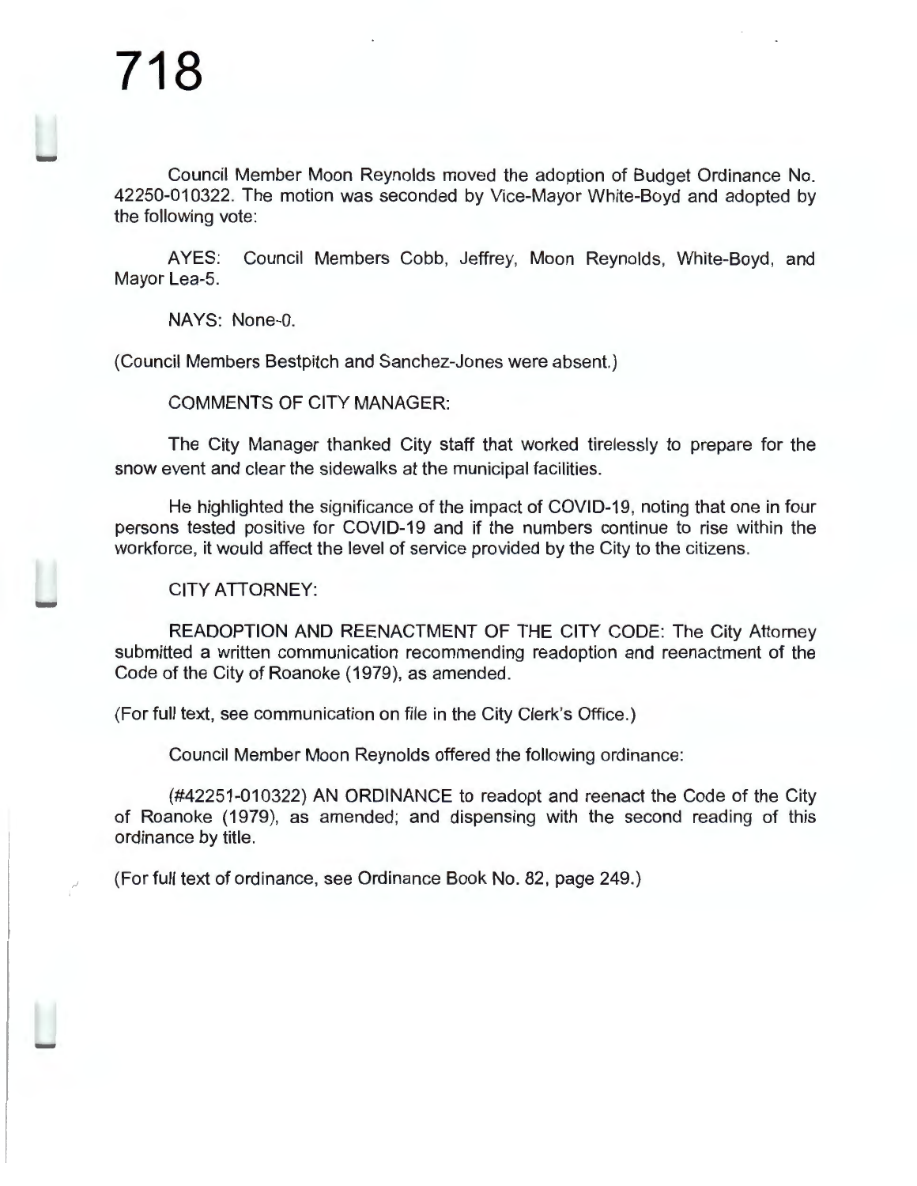Council Member Moon Reynolds moved the adoption of Budget Ordinance No. 42250-010322. The motion was seconded by Vice-Mayor White-Boyd and adopted by the following vote:

AYES: Council Members Cobb, Jeffrey, Moon Reynolds, White-Boyd, and Mayor Lea-5.

NAYS: None-0.

(Council Members Bestpitch and Sanchez-Jones were absent.)

COMMENTS OF CITY MANAGER:

The City Manager thanked City staff that worked tirelessly to prepare for the snow event and clear the sidewalks at the municipal facilities.

He highlighted the significance of the impact of COVID-19, noting that one in four persons tested positive for COVID-19 and if the numbers continue to rise within the workforce, it would affect the level of service provided by the City to the citizens.

CITY ATTORNEY:

READOPTION AND REENACTMENT OF THE CITY CODE: The City Attorney submitted a written communication recommending readoption and reenactment of the Code of the City of Roanoke (1979), as amended.

(For full text, see communication on file in the City Clerk's Office.)

Council Member Moon Reynolds offered the following ordinance:

(#42251-010322) AN ORDINANCE to readopt and reenact the Code of the City of Roanoke (1979), as amended; and dispensing with the second reading of this ordinance by title.

(For full text of ordinance, see Ordinance Book No. 82, page 249.)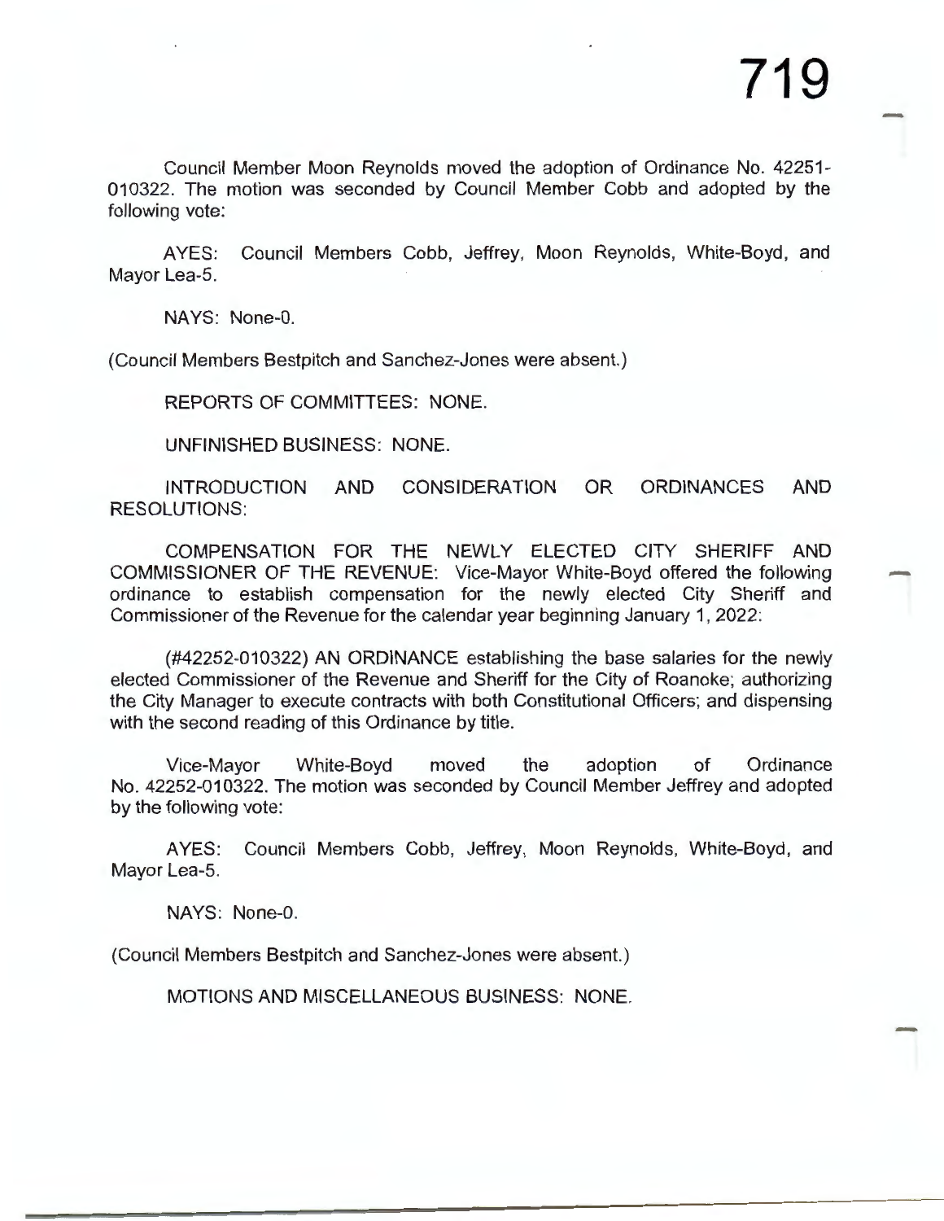Council Member Moon Reynolds moved the adoption of Ordinance No. 42251-010322. The motion was seconded by Council Member Cobb and adopted by the following vote:

AYES: Council Members Cobb, Jeffrey, Moon Reynolds, White-Boyd, and Mayor Lea-5.

NAYS: None-0.

(Council Members Bestpitch and Sanchez-Jones were absent.)

REPORTS OF COMMITTEES: NONE.

UNFINISHED BUSINESS: NONE.

INTRODUCTION AND CONSIDERATION OR ORDINANCES AND RESOLUTIONS:

COMPENSATION FOR THE NEWLY ELECTED CITY SHERIFF AND COMMISSIONER OF THE REVENUE: Vice-Mayor White-Boyd offered the following ordinance to establish compensation for the newly elected City Sheriff and Commissioner of the Revenue for the calendar year beginning January 1, 2022:

(#42252-010322) AN ORDINANCE establishing the base salaries for the newly elected Commissioner of the Revenue and Sheriff for the City of Roanoke; authorizing the City Manager to execute contracts with both Constitutional Officers; and dispensing with the second reading of this Ordinance by title.

Vice-Mayor White-Boyd moved the adoption of Ordinance No. 42252-010322. The motion was seconded by Council Member Jeffrey and adopted by the following vote:

AYES: Council Members Cobb, Jeffrey, Moon Reynolds, White-Boyd, and Mayor Lea-5.

NAYS: None-0.

(Council Members Bestpitch and Sanchez-Jones were absent.)

MOTIONS AND MISCELLANEOUS BUSINESS: NONE.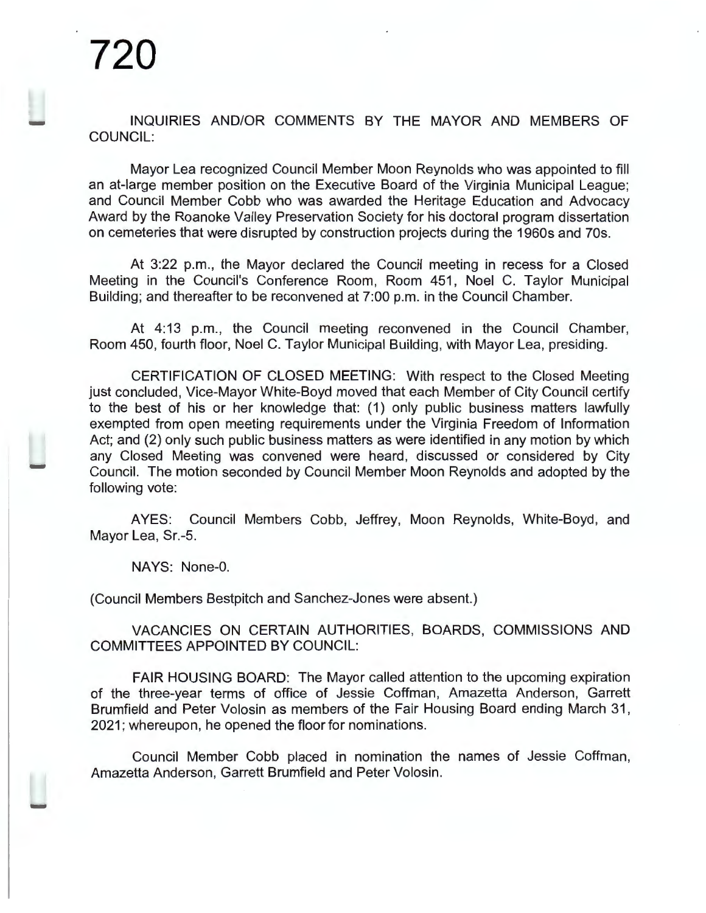INQUIRIES AND/OR COMMENTS BY THE MAYOR AND MEMBERS OF COUNCIL:

Mayor Lea recognized Council Member Moon Reynolds who was appointed to fill an at-large member position on the Executive Board of the Virginia Municipal League; and Council Member Cobb who was awarded the Heritage Education and Advocacy Award by the Roanoke Valley Preservation Society for his doctoral program dissertation on cemeteries that were disrupted by construction projects during the 1960s and 70s.

At 3:22 p.m., the Mayor declared the Council meeting in recess for a Closed Meeting in the Council's Conference Room, Room 451, Noel C. Taylor Municipal Building; and thereafter to be reconvened at 7:00 p.m. in the Council Chamber.

At 4:13 p.m., the Council meeting reconvened in the Council Chamber, Room 450, fourth floor, Noel C. Taylor Municipal Building, with Mayor Lea, presiding.

CERTIFICATION OF CLOSED MEETING: With respect to the Closed Meeting just concluded, Vice-Mayor White-Boyd moved that each Member of City Council certify to the best of his or her knowledge that: (1) only public business matters lawfully exempted from open meeting requirements under the Virginia Freedom of Information Act; and (2) only such public business matters as were identified in any motion by which any Closed Meeting was convened were heard, discussed or considered by City Council. The motion seconded by Council Member Moon Reynolds and adopted by the following vote:

AYES: Council Members Cobb, Jeffrey, Moon Reynolds, White-Boyd, and Mayor Lea, Sr.-5.

NAYS: None-0.

(Council Members Bestpitch and Sanchez-Jones were absent.)

VACANCIES ON CERTAIN AUTHORITIES, BOARDS, COMMISSIONS AND COMMITTEES APPOINTED BY COUNCIL:

FAIR HOUSING BOARD: The Mayor called attention to the upcoming expiration of the three-year terms of office of Jessie Coffman, Amazetta Anderson, Garrett Brumfield and Peter Volosin as members of the Fair Housing Board ending March 31, 2021; whereupon, he opened the floor for nominations.

Council Member Cobb placed in nomination the names of Jessie Coffman, Amazetta Anderson, Garrett Brumfield and Peter Volosin.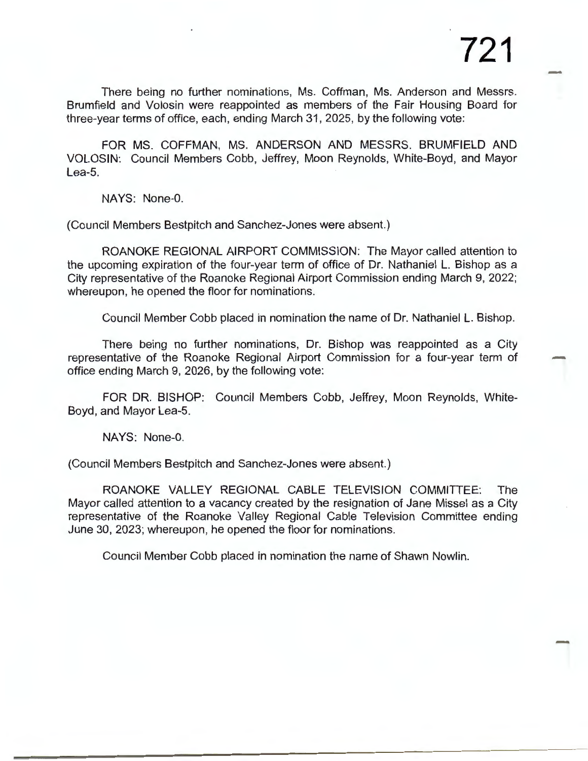There being no further nominations, Ms. Coffman, Ms. Anderson and Messrs. Brumfield and Volosin were reappointed as members of the Fair Housing Board for three-year terms of office, each, ending March 31, 2025, by the following vote:

FOR MS. COFFMAN, MS. ANDERSON AND MESSRS. BRUMFIELD AND VOLOSIN: Council Members Cobb, Jeffrey, Moon Reynolds, White-Boyd, and Mayor Lea-5.

NAYS: None-0.

(Council Members Bestpitch and Sanchez-Jones were absent.)

ROANOKE REGIONAL AIRPORT COMMISSION: The Mayor called attention to the upcoming expiration of the four-year term of office of Dr. Nathaniel L. Bishop as a City representative of the Roanoke Regional Airport Commission ending March 9, 2022; whereupon, he opened the floor for nominations.

Council Member Cobb placed in nomination the name of Dr. Nathaniel L. Bishop.

There being no further nominations, Dr. Bishop was reappointed as a City representative of the Roanoke Regional Airport Commission for a four-year term of office ending March 9, 2026, by the following vote:

FOR DR. BISHOP: Council Members Cobb, Jeffrey, Moon Reynolds, White-Boyd, and Mayor Lea-5.

NAYS: None-0.

(Council Members Bestpitch and Sanchez-Jones were absent.)

ROANOKE VALLEY REGIONAL CABLE TELEVISION COMMITTEE: The Mayor called attention to a vacancy created by the resignation of Jane Missel as a City representative of the Roanoke Valley Regional Cable Television Committee ending June 30, 2023; whereupon, he opened the floor for nominations.

Council Member Cobb placed in nomination the name of Shawn Nowlin.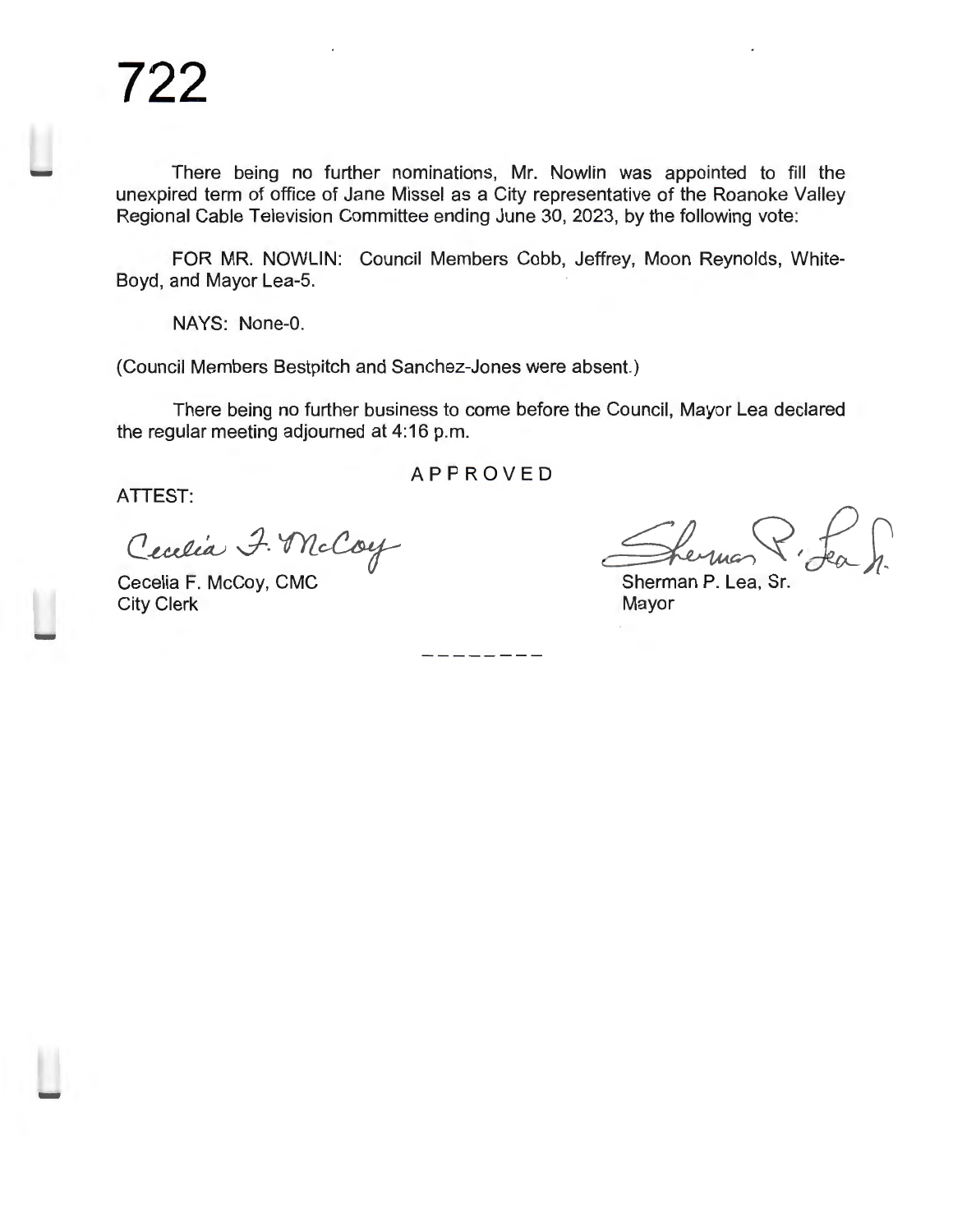There being no further nominations, Mr. Nowlin was appointed to fill the unexpired term of office of Jane Missel as a City representative of the Roanoke Valley Regional Cable Television Committee ending June 30, 2023, by the following vote:

FOR MR. NOWLIN: Council Members Cobb, Jeffrey, Moon Reynolds, White-Boyd, and Mayor Lea-5.

NAYS: None-0.

(Council Members Bestpitch and Sanchez-Jones were absent.)

There being no further business to come before the Council, Mayor Lea declared the regular meeting adjourned at 4:16 p.m.

APPROVED

ATTEST:

Cecelia F. McCoy, CMC
City Clerk

Sherman P. Lea, Sr.
Mayor

---------